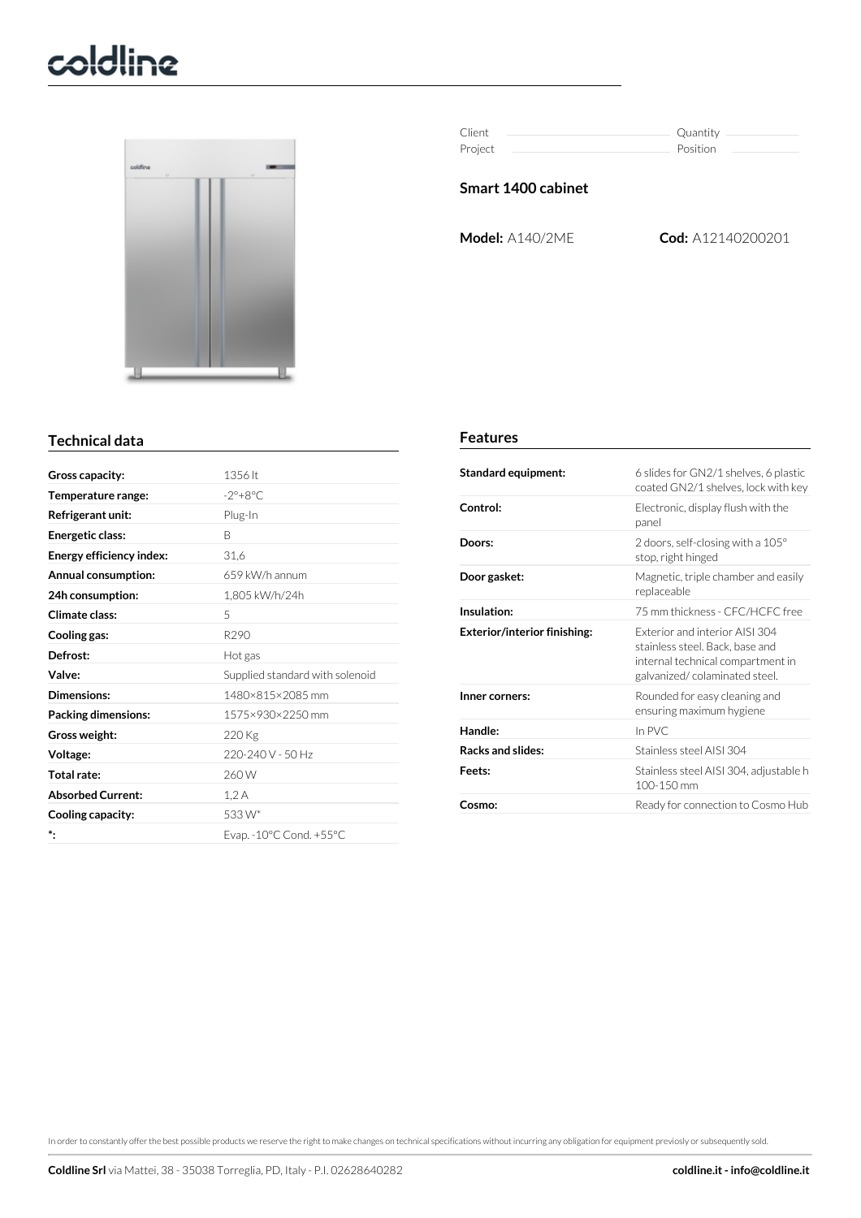Client ______ Quantity ______
Project ______ Position ______

## Smart 1400 cabinet

**Model:** A140/2ME **Cod:** A12140200201

## Technical data

| | |
|---|---|
| **Gross capacity:** | 1356 lt |
| **Temperature range:** | -2°+8°C |
| **Refrigerant unit:** | Plug-In |
| **Energetic class:** | B |
| **Energy efficiency index:** | 31,6 |
| **Annual consumption:** | 659 kW/h annum |
| **24h consumption:** | 1,805 kW/h/24h |
| **Climate class:** | 5 |
| **Cooling gas:** | R290 |
| **Defrost:** | Hot gas |
| **Valve:** | Supplied standard with solenoid |
| **Dimensions:** | 1480×815×2085 mm |
| **Packing dimensions:** | 1575×930×2250 mm |
| **Gross weight:** | 220 Kg |
| **Voltage:** | 220-240 V - 50 Hz |
| **Total rate:** | 260 W |
| **Absorbed Current:** | 1,2 A |
| **Cooling capacity:** | 533 W* |
| ***:** | Evap. -10°C Cond. +55°C |

## Features

| | |
|---|---|
| **Standard equipment:** | 6 slides for GN2/1 shelves, 6 plastic coated GN2/1 shelves, lock with key |
| **Control:** | Electronic, display flush with the panel |
| **Doors:** | 2 doors, self-closing with a 105° stop, right hinged |
| **Door gasket:** | Magnetic, triple chamber and easily replaceable |
| **Insulation:** | 75 mm thickness - CFC/HCFC free |
| **Exterior/interior finishing:** | Exterior and interior AISI 304 stainless steel. Back, base and internal technical compartment in galvanized/ colaminated steel. |
| **Inner corners:** | Rounded for easy cleaning and ensuring maximum hygiene |
| **Handle:** | In PVC |
| **Racks and slides:** | Stainless steel AISI 304 |
| **Feets:** | Stainless steel AISI 304, adjustable h 100-150 mm |
| **Cosmo:** | Ready for connection to Cosmo Hub |

In order to constantly offer the best possible products we reserve the right to make changes on technical specifications without incurring any obligation for equipment previosly or subsequently sold.

**Coldline Srl** via Mattei, 38 - 35038 Torreglia, PD, Italy - P.I. 02628640282 **coldline.it - info@coldline.it**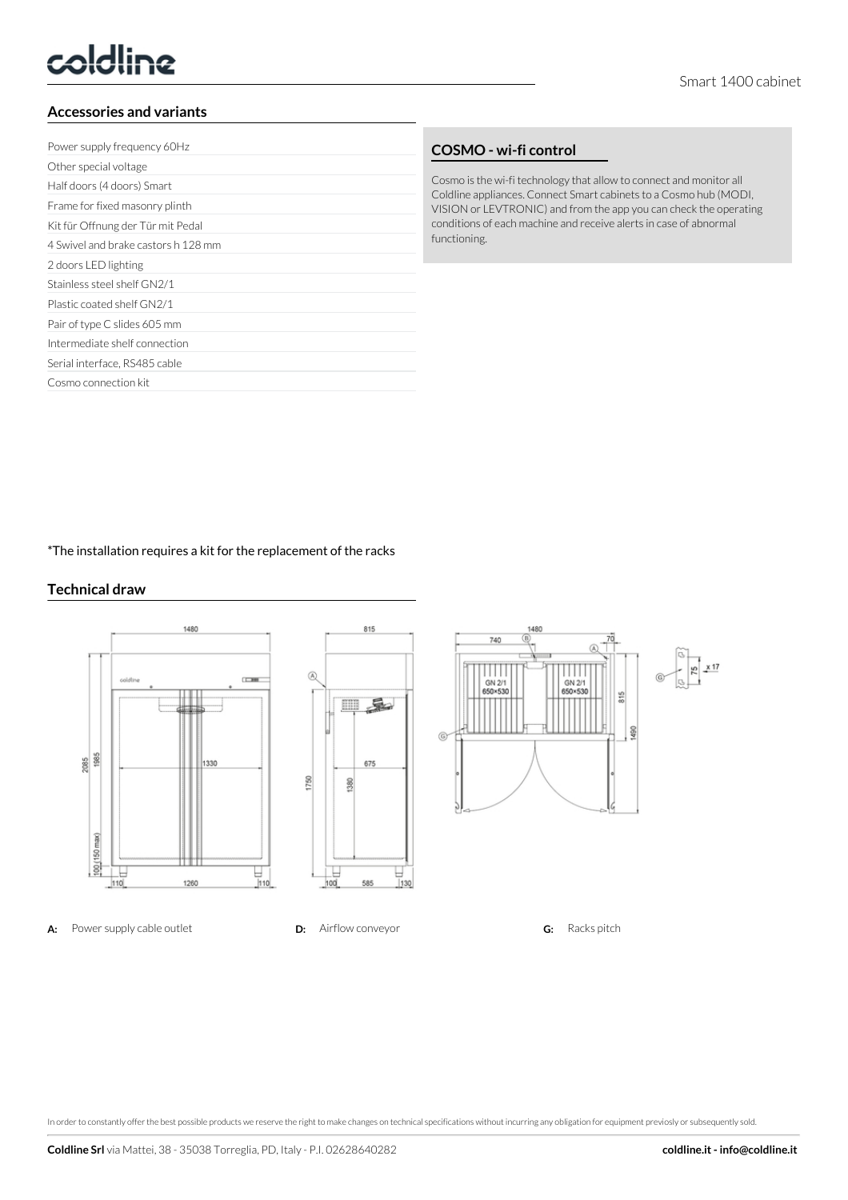## Accessories and variants

| |
|---|
| Power supply frequency 60Hz |
| Other special voltage |
| Half doors (4 doors) Smart |
| Frame for fixed masonry plinth |
| Kit für Offnung der Tür mit Pedal |
| 4 Swivel and brake castors h 128 mm |
| 2 doors LED lighting |
| Stainless steel shelf GN2/1 |
| Plastic coated shelf GN2/1 |
| Pair of type C slides 605 mm |
| Intermediate shelf connection |
| Serial interface, RS485 cable |
| Cosmo connection kit |

### COSMO - wi-fi control

Cosmo is the wi-fi technology that allow to connect and monitor all Coldline appliances. Connect Smart cabinets to a Cosmo hub (MODI, VISION or LEVTRONIC) and from the app you can check the operating conditions of each machine and receive alerts in case of abnormal functioning.

*The installation requires a kit for the replacement of the racks

## Technical draw

1480
1330
2085
1985
100 (150 max)
110
1260
110

815
A
675
1750
1380
100
585
130

1480
740
B
A
70
GN 2/1 650×530
GN 2/1 650×530
815
1490
G

G
75
x 17

**A:** Power supply cable outlet

**D:** Airflow conveyor

**G:** Racks pitch

In order to constantly offer the best possible products we reserve the right to make changes on technical specifications without incurring any obligation for equipment previosly or subsequently sold.

**Coldline Srl** via Mattei, 38 - 35038 Torreglia, PD, Italy - P.I. 02628640282 **coldline.it - info@coldline.it**